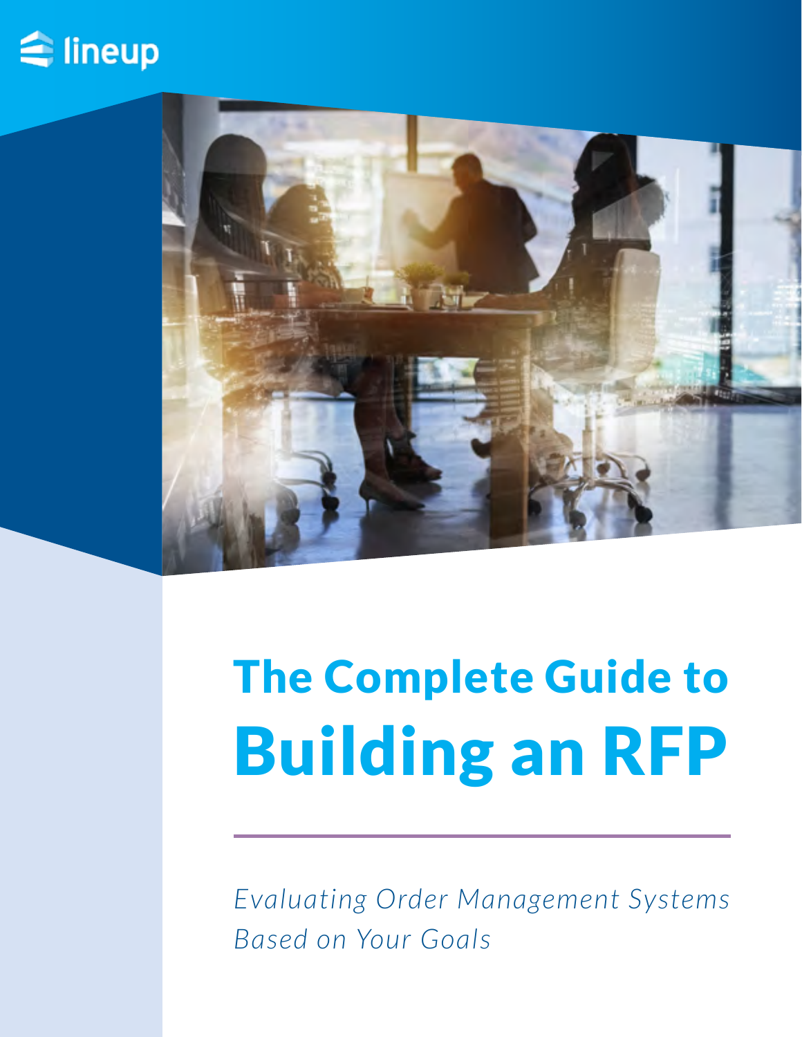lineup

# The Complete Guide to Building an RFP

*Evaluating Order Management Systems Based on Your Goals*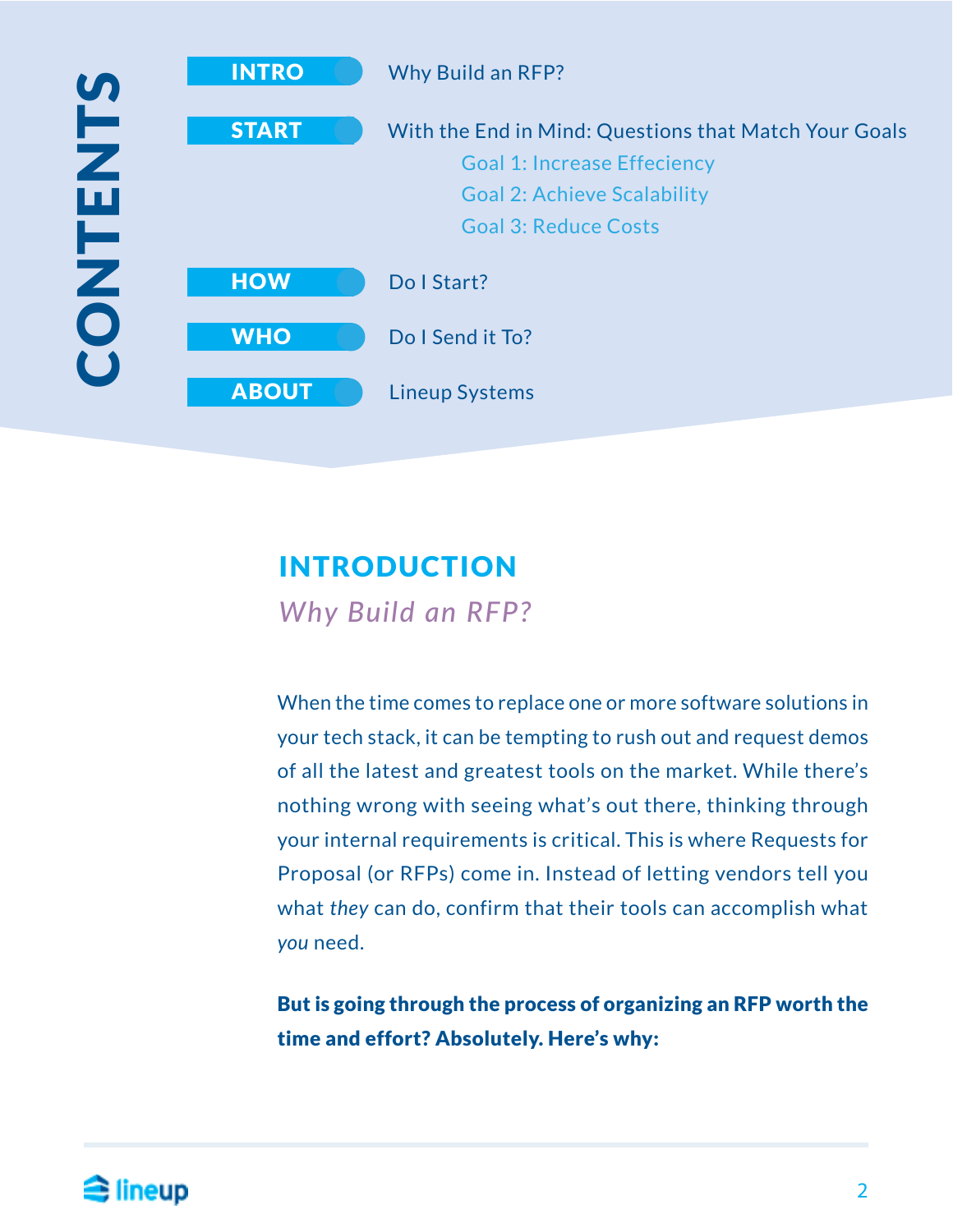# CONTENTS

**INTRO** Why Build an RFP?

**START** With the End in Mind: Questions that Match Your Goals

- Goal 1: Increase Effeciency
- Goal 2: Achieve Scalability
- Goal 3: Reduce Costs

**HOW** Do I Start?

**WHO** Do I Send it To?

**ABOUT** Lineup Systems

## INTRODUCTION

*Why Build an RFP?*

When the time comes to replace one or more software solutions in your tech stack, it can be tempting to rush out and request demos of all the latest and greatest tools on the market. While there's nothing wrong with seeing what's out there, thinking through your internal requirements is critical. This is where Requests for Proposal (or RFPs) come in. Instead of letting vendors tell you what *they* can do, confirm that their tools can accomplish what *you* need.

**But is going through the process of organizing an RFP worth the time and effort? Absolutely. Here's why:**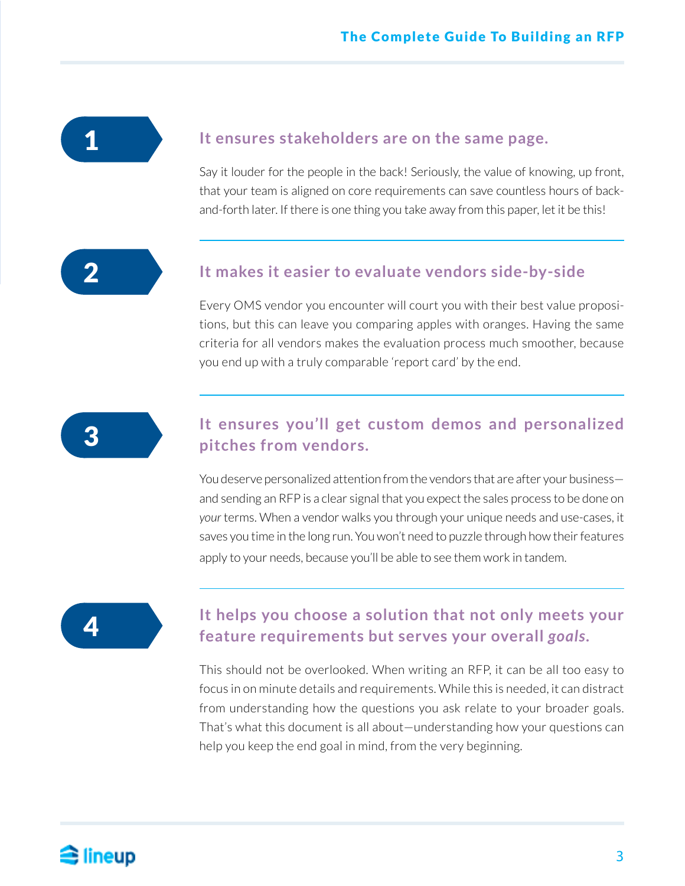## 1 It ensures stakeholders are on the same page.

Say it louder for the people in the back! Seriously, the value of knowing, up front, that your team is aligned on core requirements can save countless hours of back-and-forth later. If there is one thing you take away from this paper, let it be this!

## 2 It makes it easier to evaluate vendors side-by-side

Every OMS vendor you encounter will court you with their best value propositions, but this can leave you comparing apples with oranges. Having the same criteria for all vendors makes the evaluation process much smoother, because you end up with a truly comparable 'report card' by the end.

## 3 It ensures you'll get custom demos and personalized pitches from vendors.

You deserve personalized attention from the vendors that are after your business—and sending an RFP is a clear signal that you expect the sales process to be done on *your* terms. When a vendor walks you through your unique needs and use-cases, it saves you time in the long run. You won't need to puzzle through how their features apply to your needs, because you'll be able to see them work in tandem.

## 4 It helps you choose a solution that not only meets your feature requirements but serves your overall *goals*.

This should not be overlooked. When writing an RFP, it can be all too easy to focus in on minute details and requirements. While this is needed, it can distract from understanding how the questions you ask relate to your broader goals. That's what this document is all about—understanding how your questions can help you keep the end goal in mind, from the very beginning.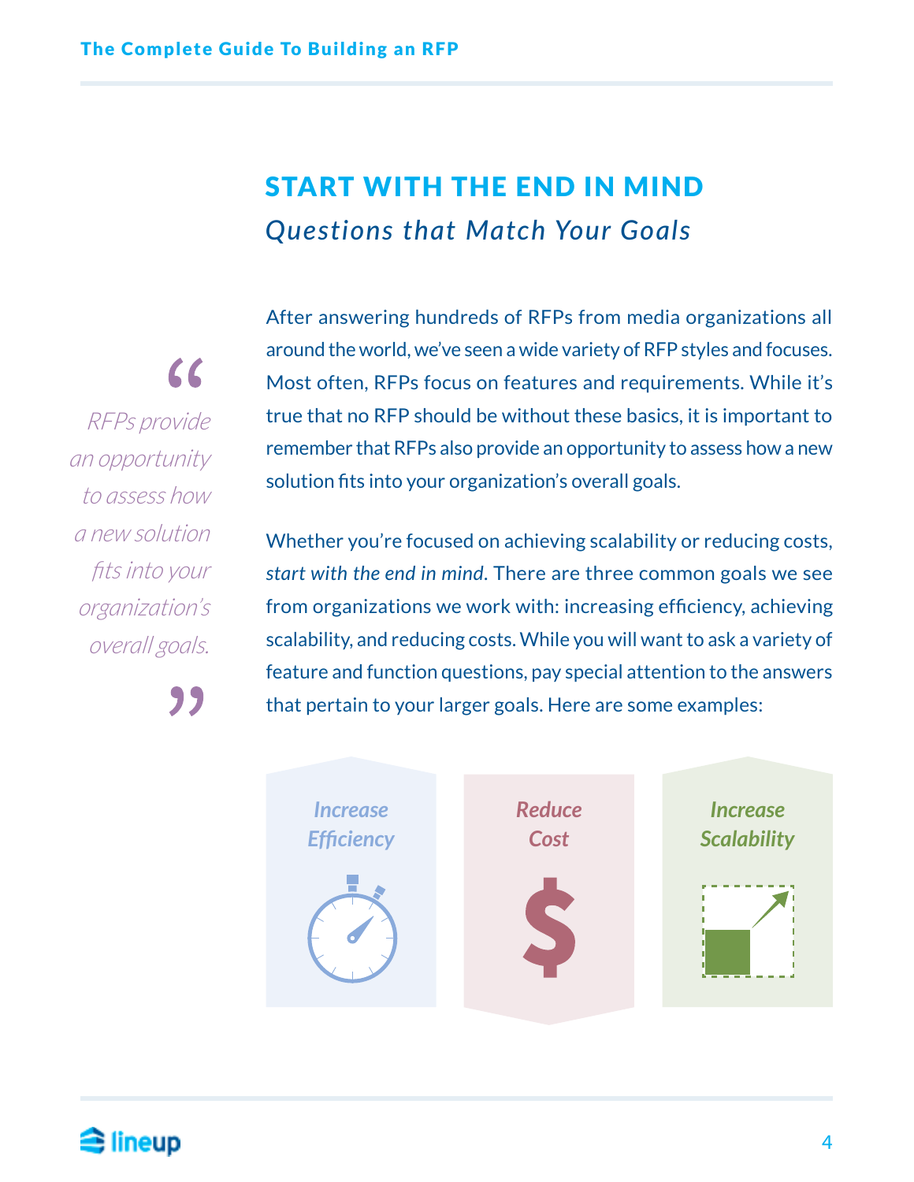## START WITH THE END IN MIND

*Questions that Match Your Goals*

> *RFPs provide an opportunity to assess how a new solution fits into your organization's overall goals.*

After answering hundreds of RFPs from media organizations all around the world, we've seen a wide variety of RFP styles and focuses. Most often, RFPs focus on features and requirements. While it's true that no RFP should be without these basics, it is important to remember that RFPs also provide an opportunity to assess how a new solution fits into your organization's overall goals.

Whether you're focused on achieving scalability or reducing costs, *start with the end in mind*. There are three common goals we see from organizations we work with: increasing efficiency, achieving scalability, and reducing costs. While you will want to ask a variety of feature and function questions, pay special attention to the answers that pertain to your larger goals. Here are some examples:

*Increase Efficiency*

*Reduce Cost*

*Increase Scalability*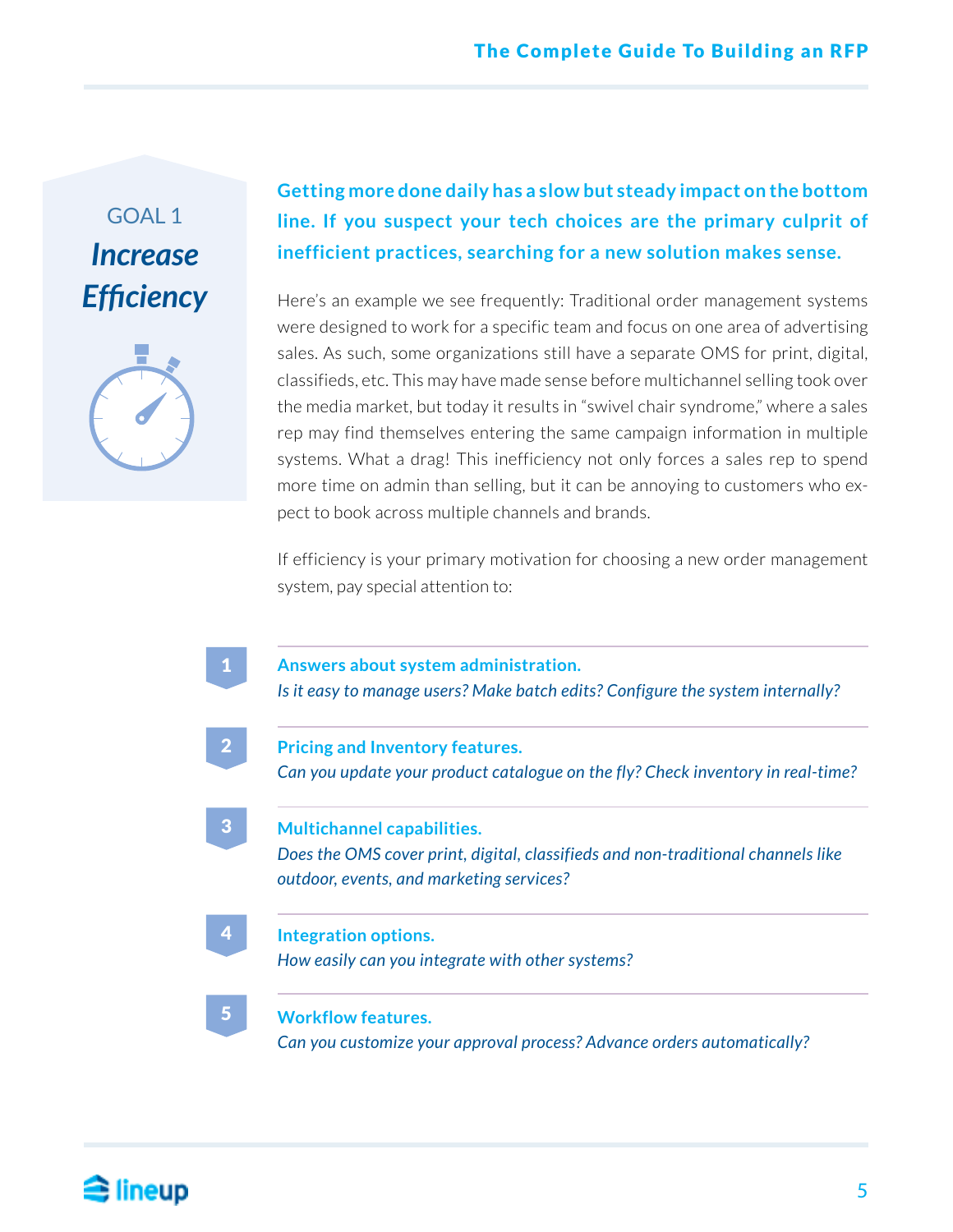## GOAL 1

# *Increase Efficiency*

**Getting more done daily has a slow but steady impact on the bottom line. If you suspect your tech choices are the primary culprit of inefficient practices, searching for a new solution makes sense.**

Here's an example we see frequently: Traditional order management systems were designed to work for a specific team and focus on one area of advertising sales. As such, some organizations still have a separate OMS for print, digital, classifieds, etc. This may have made sense before multichannel selling took over the media market, but today it results in "swivel chair syndrome," where a sales rep may find themselves entering the same campaign information in multiple systems. What a drag! This inefficiency not only forces a sales rep to spend more time on admin than selling, but it can be annoying to customers who expect to book across multiple channels and brands.

If efficiency is your primary motivation for choosing a new order management system, pay special attention to:

1. **Answers about system administration.**
   *Is it easy to manage users? Make batch edits? Configure the system internally?*

2. **Pricing and Inventory features.**
   *Can you update your product catalogue on the fly? Check inventory in real-time?*

3. **Multichannel capabilities.**
   *Does the OMS cover print, digital, classifieds and non-traditional channels like outdoor, events, and marketing services?*

4. **Integration options.**
   *How easily can you integrate with other systems?*

5. **Workflow features.**
   *Can you customize your approval process? Advance orders automatically?*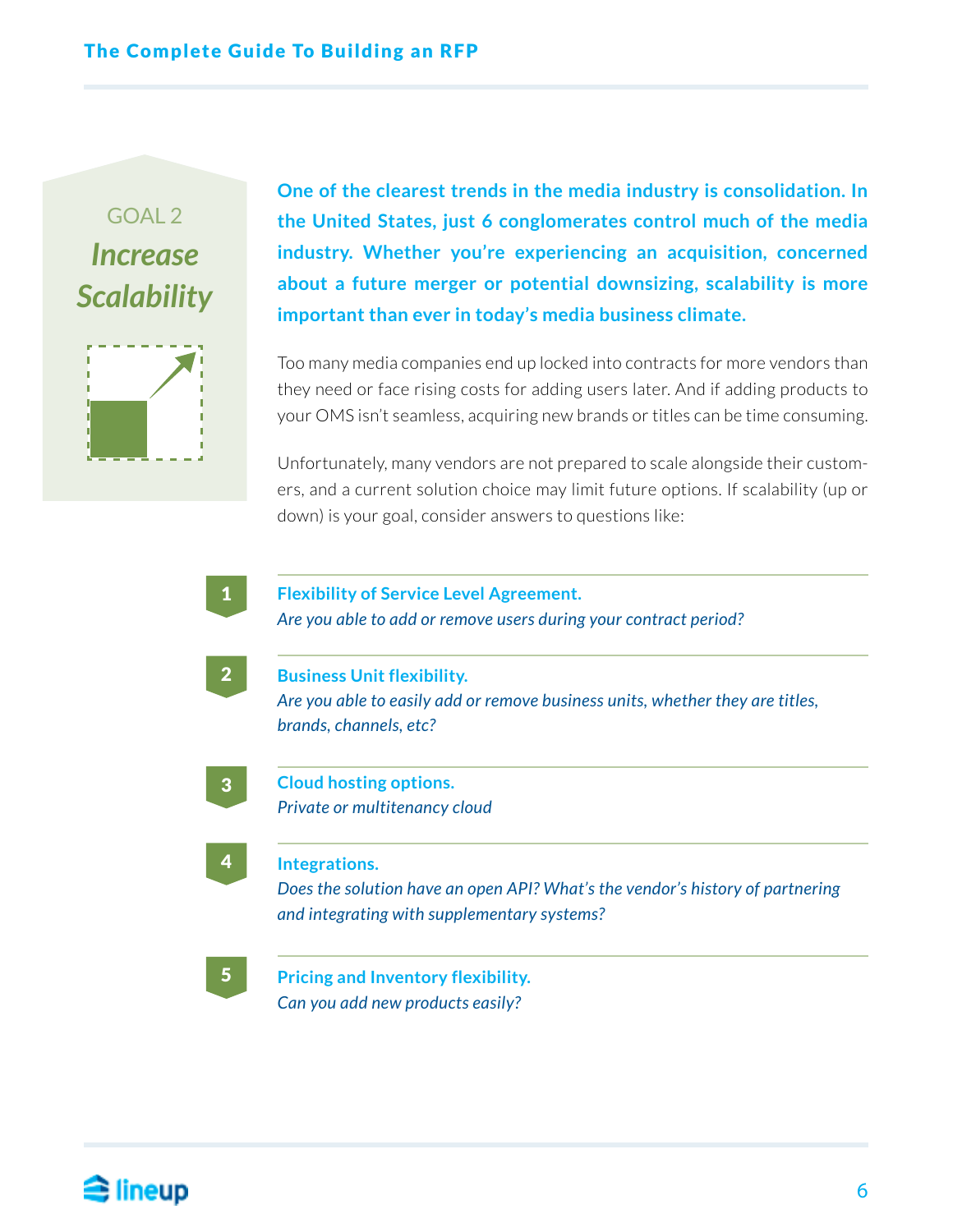## GOAL 2

# *Increase Scalability*

**One of the clearest trends in the media industry is consolidation. In the United States, just 6 conglomerates control much of the media industry. Whether you're experiencing an acquisition, concerned about a future merger or potential downsizing, scalability is more important than ever in today's media business climate.**

Too many media companies end up locked into contracts for more vendors than they need or face rising costs for adding users later. And if adding products to your OMS isn't seamless, acquiring new brands or titles can be time consuming.

Unfortunately, many vendors are not prepared to scale alongside their customers, and a current solution choice may limit future options. If scalability (up or down) is your goal, consider answers to questions like:

1. **Flexibility of Service Level Agreement.**
   *Are you able to add or remove users during your contract period?*

2. **Business Unit flexibility.**
   *Are you able to easily add or remove business units, whether they are titles, brands, channels, etc?*

3. **Cloud hosting options.**
   *Private or multitenancy cloud*

4. **Integrations.**
   *Does the solution have an open API? What's the vendor's history of partnering and integrating with supplementary systems?*

5. **Pricing and Inventory flexibility.**
   *Can you add new products easily?*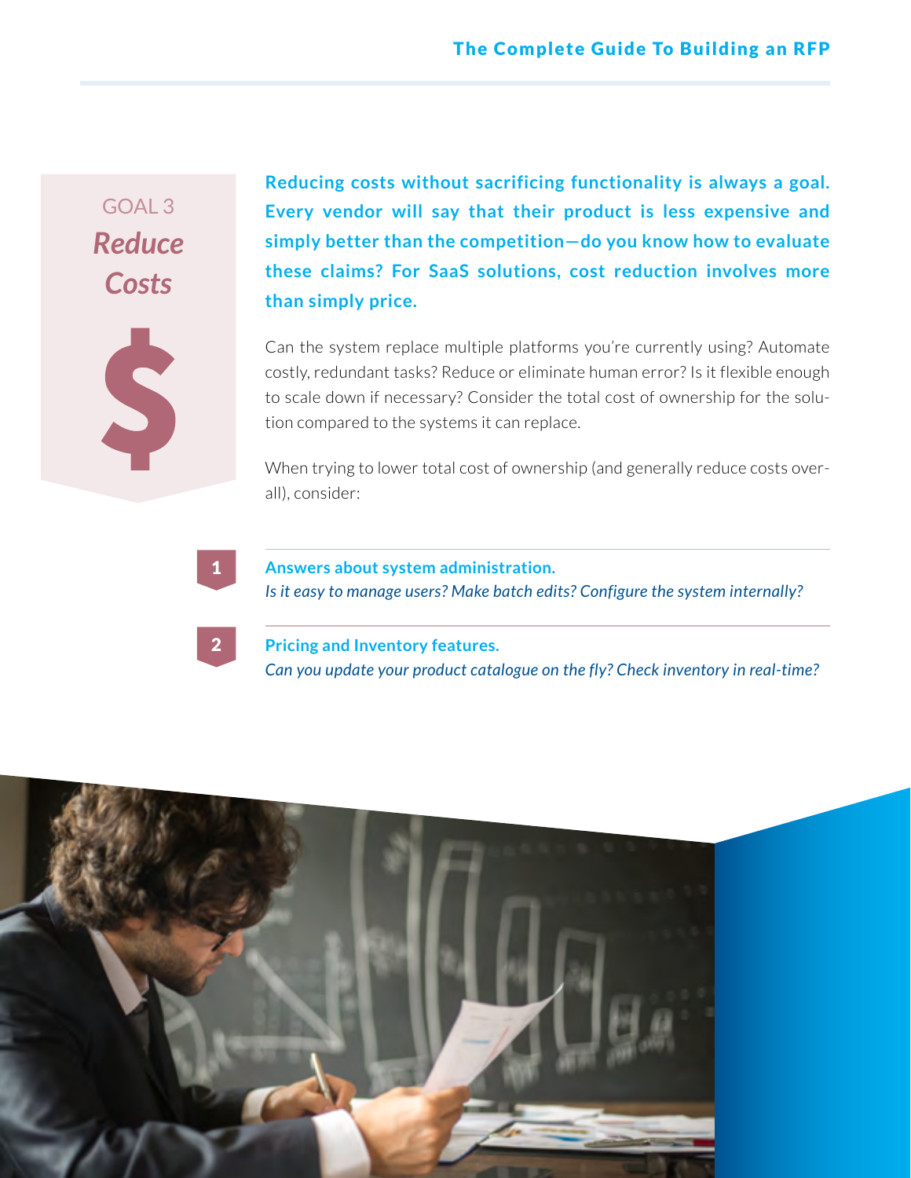## GOAL 3

## *Reduce Costs*

**Reducing costs without sacrificing functionality is always a goal. Every vendor will say that their product is less expensive and simply better than the competition—do you know how to evaluate these claims? For SaaS solutions, cost reduction involves more than simply price.**

Can the system replace multiple platforms you're currently using? Automate costly, redundant tasks? Reduce or eliminate human error? Is it flexible enough to scale down if necessary? Consider the total cost of ownership for the solution compared to the systems it can replace.

When trying to lower total cost of ownership (and generally reduce costs overall), consider:

1. **Answers about system administration.**
   *Is it easy to manage users? Make batch edits? Configure the system internally?*

2. **Pricing and Inventory features.**
   *Can you update your product catalogue on the fly? Check inventory in real-time?*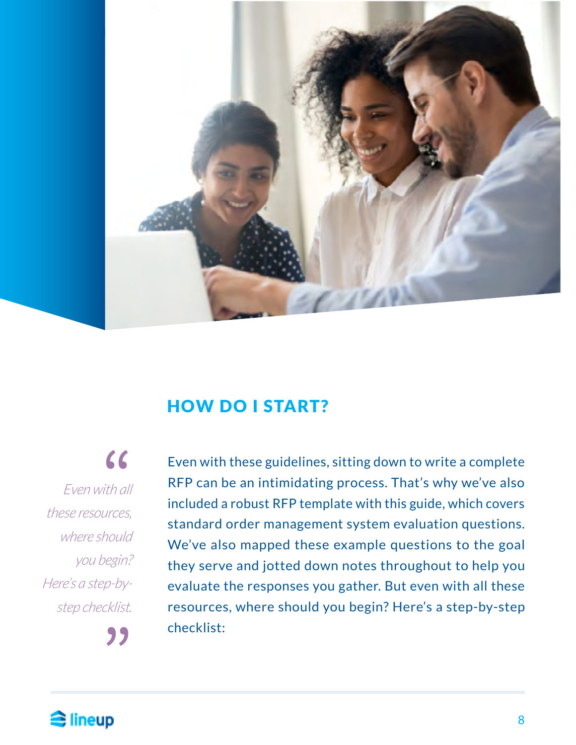## HOW DO I START?

> *"Even with all these resources, where should you begin? Here's a step-by-step checklist."*

Even with these guidelines, sitting down to write a complete RFP can be an intimidating process. That's why we've also included a robust RFP template with this guide, which covers standard order management system evaluation questions. We've also mapped these example questions to the goal they serve and jotted down notes throughout to help you evaluate the responses you gather. But even with all these resources, where should you begin? Here's a step-by-step checklist: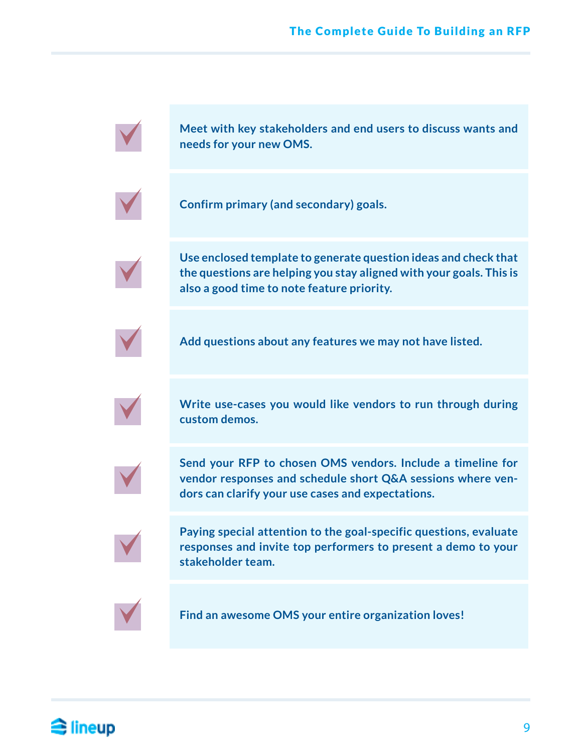- [x] Meet with key stakeholders and end users to discuss wants and needs for your new OMS.
- [x] Confirm primary (and secondary) goals.
- [x] Use enclosed template to generate question ideas and check that the questions are helping you stay aligned with your goals. This is also a good time to note feature priority.
- [x] Add questions about any features we may not have listed.
- [x] Write use-cases you would like vendors to run through during custom demos.
- [x] Send your RFP to chosen OMS vendors. Include a timeline for vendor responses and schedule short Q&A sessions where vendors can clarify your use cases and expectations.
- [x] Paying special attention to the goal-specific questions, evaluate responses and invite top performers to present a demo to your stakeholder team.
- [x] Find an awesome OMS your entire organization loves!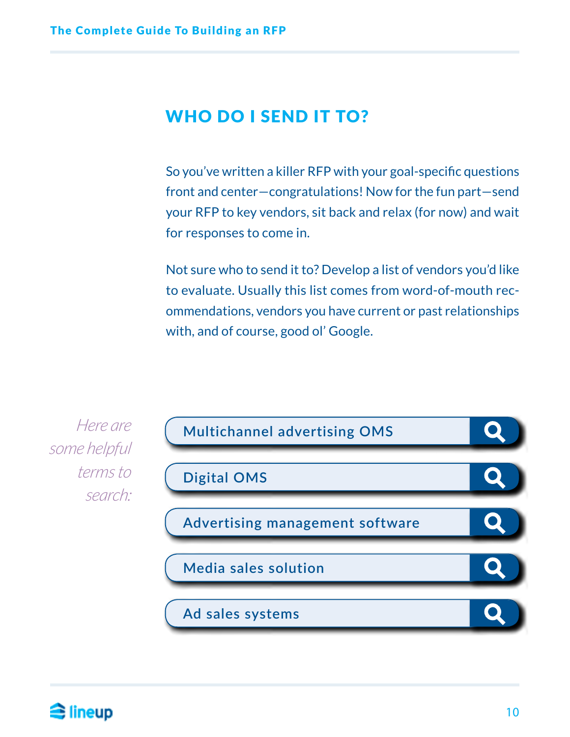## WHO DO I SEND IT TO?

So you've written a killer RFP with your goal-specific questions front and center—congratulations! Now for the fun part—send your RFP to key vendors, sit back and relax (for now) and wait for responses to come in.

Not sure who to send it to? Develop a list of vendors you'd like to evaluate. Usually this list comes from word-of-mouth recommendations, vendors you have current or past relationships with, and of course, good ol' Google.

*Here are some helpful terms to search:*

- Multichannel advertising OMS
- Digital OMS
- Advertising management software
- Media sales solution
- Ad sales systems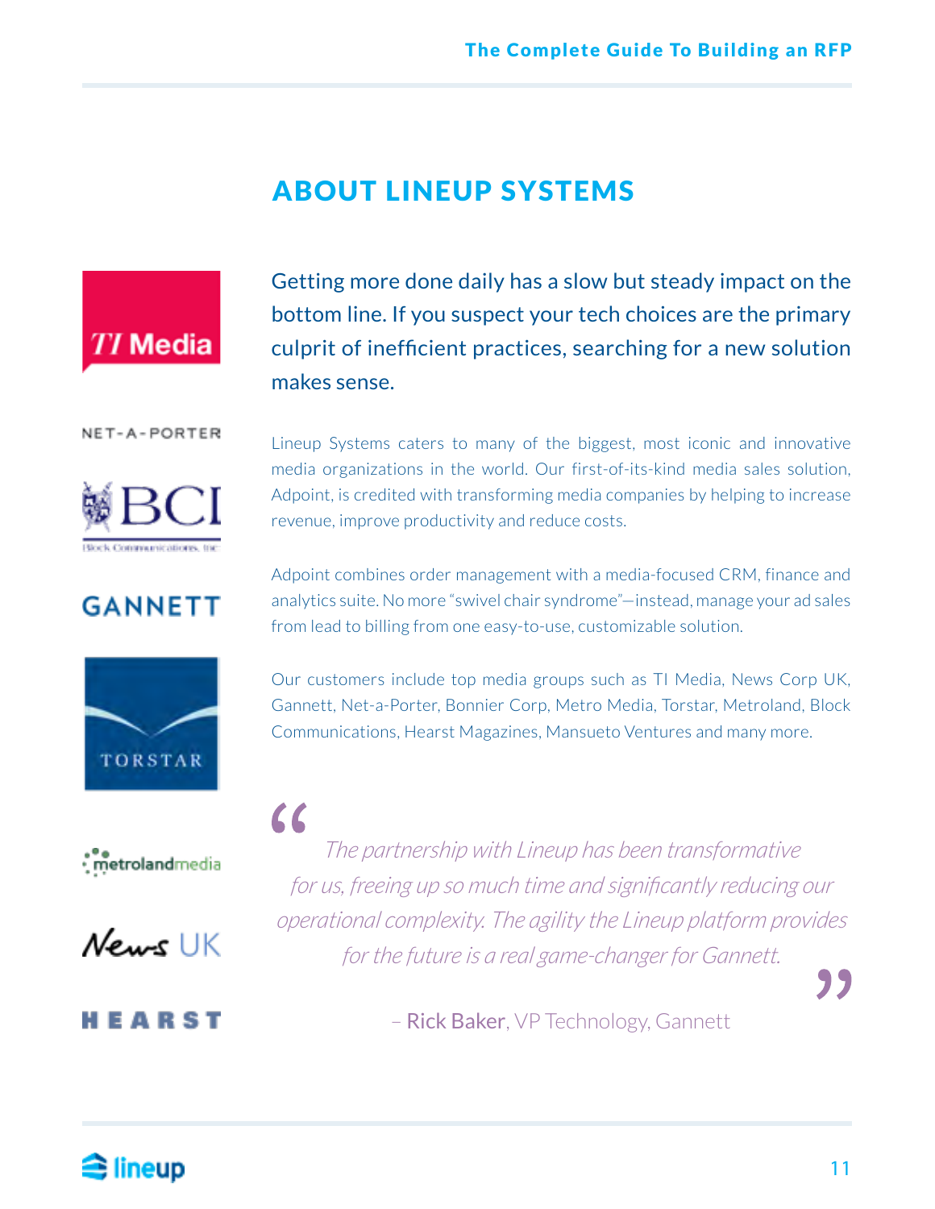## ABOUT LINEUP SYSTEMS

Getting more done daily has a slow but steady impact on the bottom line. If you suspect your tech choices are the primary culprit of inefficient practices, searching for a new solution makes sense.

Lineup Systems caters to many of the biggest, most iconic and innovative media organizations in the world. Our first-of-its-kind media sales solution, Adpoint, is credited with transforming media companies by helping to increase revenue, improve productivity and reduce costs.

Adpoint combines order management with a media-focused CRM, finance and analytics suite. No more "swivel chair syndrome"—instead, manage your ad sales from lead to billing from one easy-to-use, customizable solution.

Our customers include top media groups such as TI Media, News Corp UK, Gannett, Net-a-Porter, Bonnier Corp, Metro Media, Torstar, Metroland, Block Communications, Hearst Magazines, Mansueto Ventures and many more.

> *The partnership with Lineup has been transformative for us, freeing up so much time and significantly reducing our operational complexity. The agility the Lineup platform provides for the future is a real game-changer for Gannett.*
>
> – Rick Baker, VP Technology, Gannett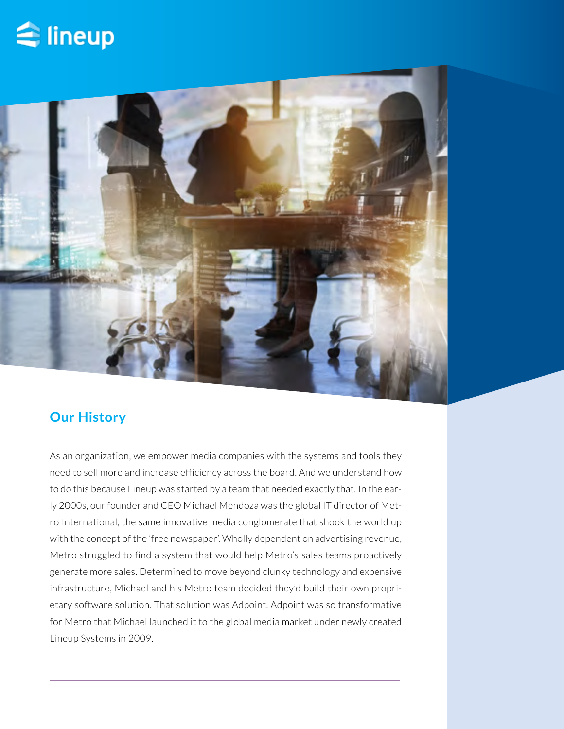## Our History

As an organization, we empower media companies with the systems and tools they need to sell more and increase efficiency across the board. And we understand how to do this because Lineup was started by a team that needed exactly that. In the early 2000s, our founder and CEO Michael Mendoza was the global IT director of Metro International, the same innovative media conglomerate that shook the world up with the concept of the 'free newspaper'. Wholly dependent on advertising revenue, Metro struggled to find a system that would help Metro's sales teams proactively generate more sales. Determined to move beyond clunky technology and expensive infrastructure, Michael and his Metro team decided they'd build their own proprietary software solution. That solution was Adpoint. Adpoint was so transformative for Metro that Michael launched it to the global media market under newly created Lineup Systems in 2009.